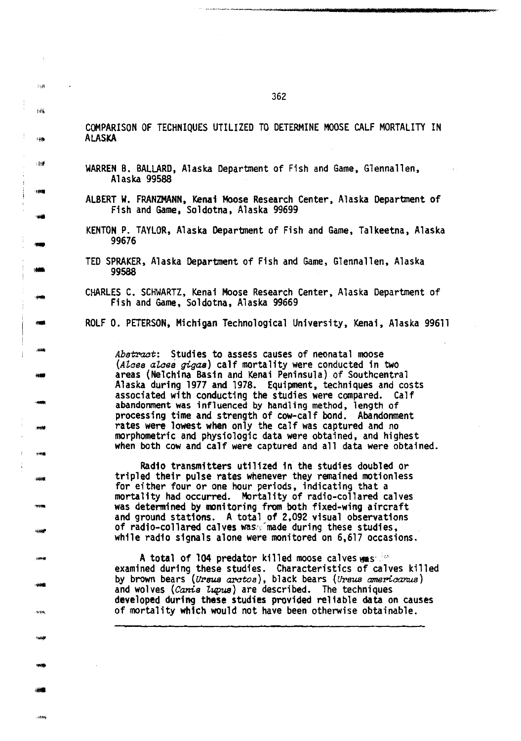# COMPARISON OF TECHNIQUES UTILIZED TO DETERMINE MOOSE CALF MORTALITY IN ALASKA

WARREN B. BALLARD, Alaska Department of Fish and Game, Glennallen, Alaska 99588

ALBERT W. FRANZMANN, Kenai Moose Research Center, Alaska Department of Fish and Game, Soldotna, Alaska 99699

KENTON P. TAYLOR, Alaska Department of Fish and Game, Talkeetna, Alaska 99676

TED SPRAKER, Alaska Department of Fish and Game, Glennallen, Alaska 99588

CHARLES C. SCHWARTZ, Kenai Moose Research Center, Alaska Department of Fish and Game, Soldotna, Alaska 99669

ROLF O. PETERSON, Michigan Technological University, Kenai, Alaska 99611

*Abstract*: Studies to assess causes of neonatal moose (*Alces alces gigas*) calf mortality were conducted in two areas (Nelchina Basin and Kenai Peninsula) of Southcentral Alaska during 1977 and 1978. Equipment, techniques and costs associated with conducting the studies were compared. Calf abandonment was influenced by handling method, length of processing time and strength of cow-calf bond. Abandonment rates were lowest when only the calf was captured and no morphometric and physiologic data were obtained, and highest when both cow and calf were captured and all data were obtained.

Radio transmitters utilized in the studies doubled or tripled their pulse rates whenever they remained motionless for either four or one hour periods, indicating that a mortality had occurred. Mortality of radio-collared calves was determined by monitoring from both fixed-wing aircraft and ground stations. A total of 2,092 visual observations of radio-collared calves was made during these studies, while radio signals alone were monitored on 6,617 occasions.

A total of 104 predator killed moose calves was examined during these studies. Characteristics of calves killed by brown bears (*Ursus arctos*), black bears (*Ursus americanus*) and wolves (*Canis lupus*) are described. The techniques developed during these studies provided reliable data on causes of mortality which would not have been otherwise obtainable.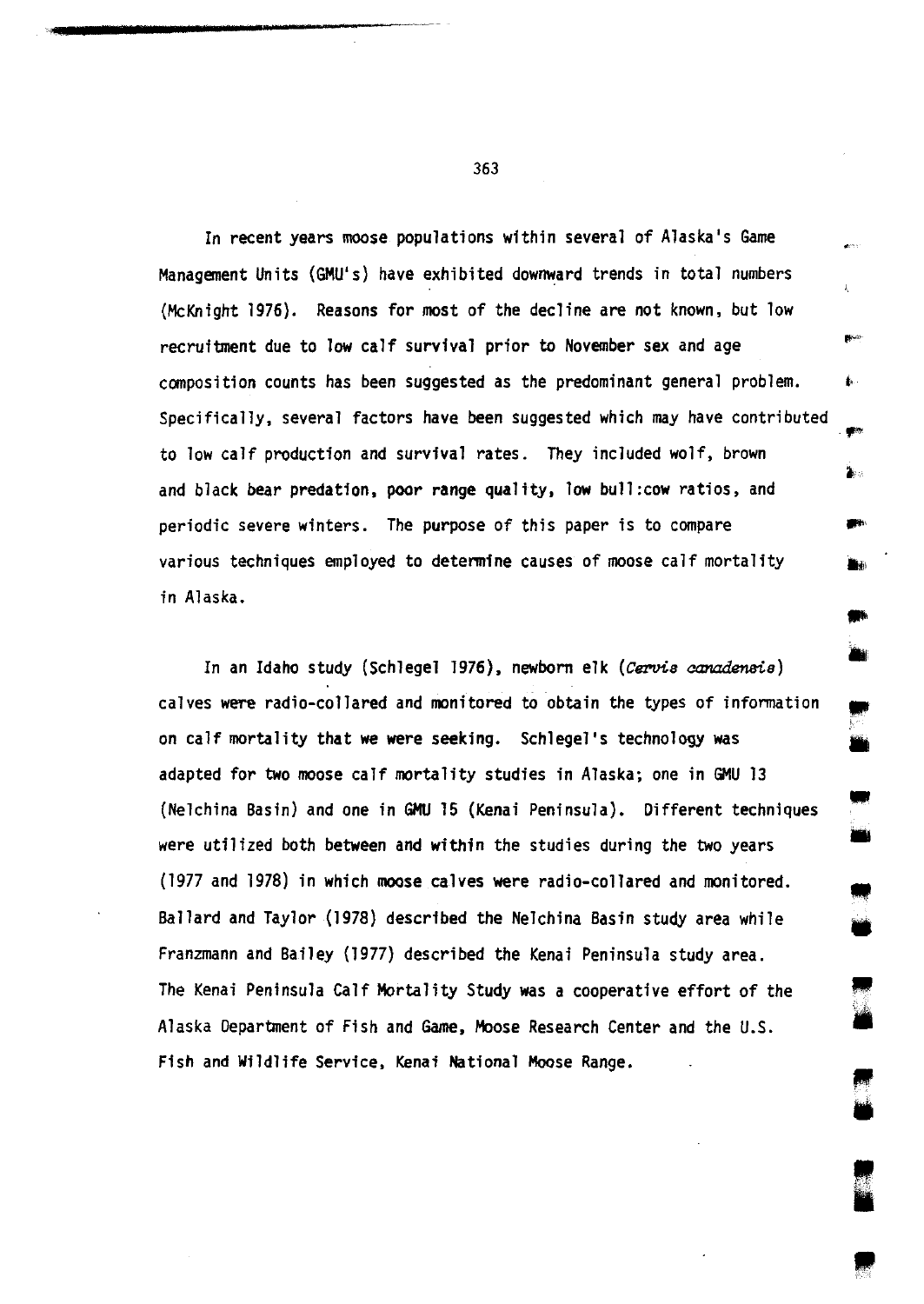In recent years moose populations within several of Alaska's Game Management Units (GMU's) have exhibited downward trends in total numbers (McKnight 1976). Reasons for most of the decline are not known, but low recruitment due to low calf survival prior to November sex and age composition counts has been suggested as the predominant general problem. Specifically, several factors have been suggested which may have contributed to low calf production and survival rates. They included wolf, brown and black bear predation, poor range quality, low bull:cow ratios, and periodic severe winters. The purpose of this paper is to compare various techniques employed to determine causes of moose calf mortality in Alaska.

In an Idaho study (Schlegel 1976), newborn elk (*Cervis canadensis*) calves were radio-collared and monitored to obtain the types of information on calf mortality that we were seeking. Schlegel's technology was adapted for two moose calf mortality studies in Alaska; one in GMU 13 (Nelchina Basin) and one in GMU 15 (Kenai Peninsula). Different techniques were utilized both between and within the studies during the two years (1977 and 1978) in which moose calves were radio-collared and monitored. Ballard and Taylor (1978) described the Nelchina Basin study area while Franzmann and Bailey (1977) described the Kenai Peninsula study area. The Kenai Peninsula Calf Mortality Study was a cooperative effort of the Alaska Department of Fish and Game, Moose Research Center and the U.S. Fish and Wildlife Service, Kenai National Moose Range.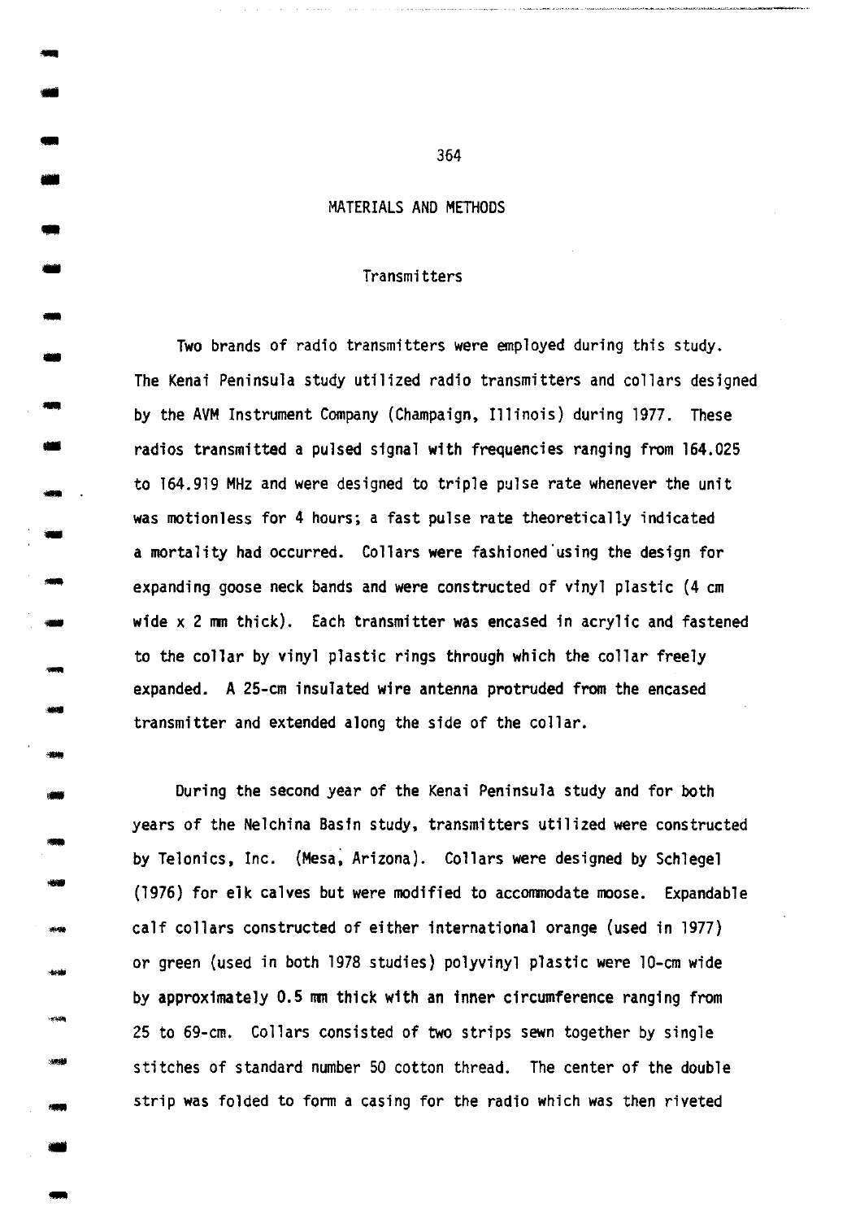## MATERIALS AND METHODS

### Transmitters

Two brands of radio transmitters were employed during this study. The Kenai Peninsula study utilized radio transmitters and collars designed by the AVM Instrument Company (Champaign, Illinois) during 1977. These radios transmitted a pulsed signal with frequencies ranging from 164.025 to 164.919 MHz and were designed to triple pulse rate whenever the unit was motionless for 4 hours; a fast pulse rate theoretically indicated a mortality had occurred. Collars were fashioned using the design for expanding goose neck bands and were constructed of vinyl plastic (4 cm wide x 2 mm thick). Each transmitter was encased in acrylic and fastened to the collar by vinyl plastic rings through which the collar freely expanded. A 25-cm insulated wire antenna protruded from the encased transmitter and extended along the side of the collar.

During the second year of the Kenai Peninsula study and for both years of the Nelchina Basin study, transmitters utilized were constructed by Telonics, Inc. (Mesa, Arizona). Collars were designed by Schlegel (1976) for elk calves but were modified to accommodate moose. Expandable calf collars constructed of either international orange (used in 1977) or green (used in both 1978 studies) polyvinyl plastic were 10-cm wide by approximately 0.5 mm thick with an inner circumference ranging from 25 to 69-cm. Collars consisted of two strips sewn together by single stitches of standard number 50 cotton thread. The center of the double strip was folded to form a casing for the radio which was then riveted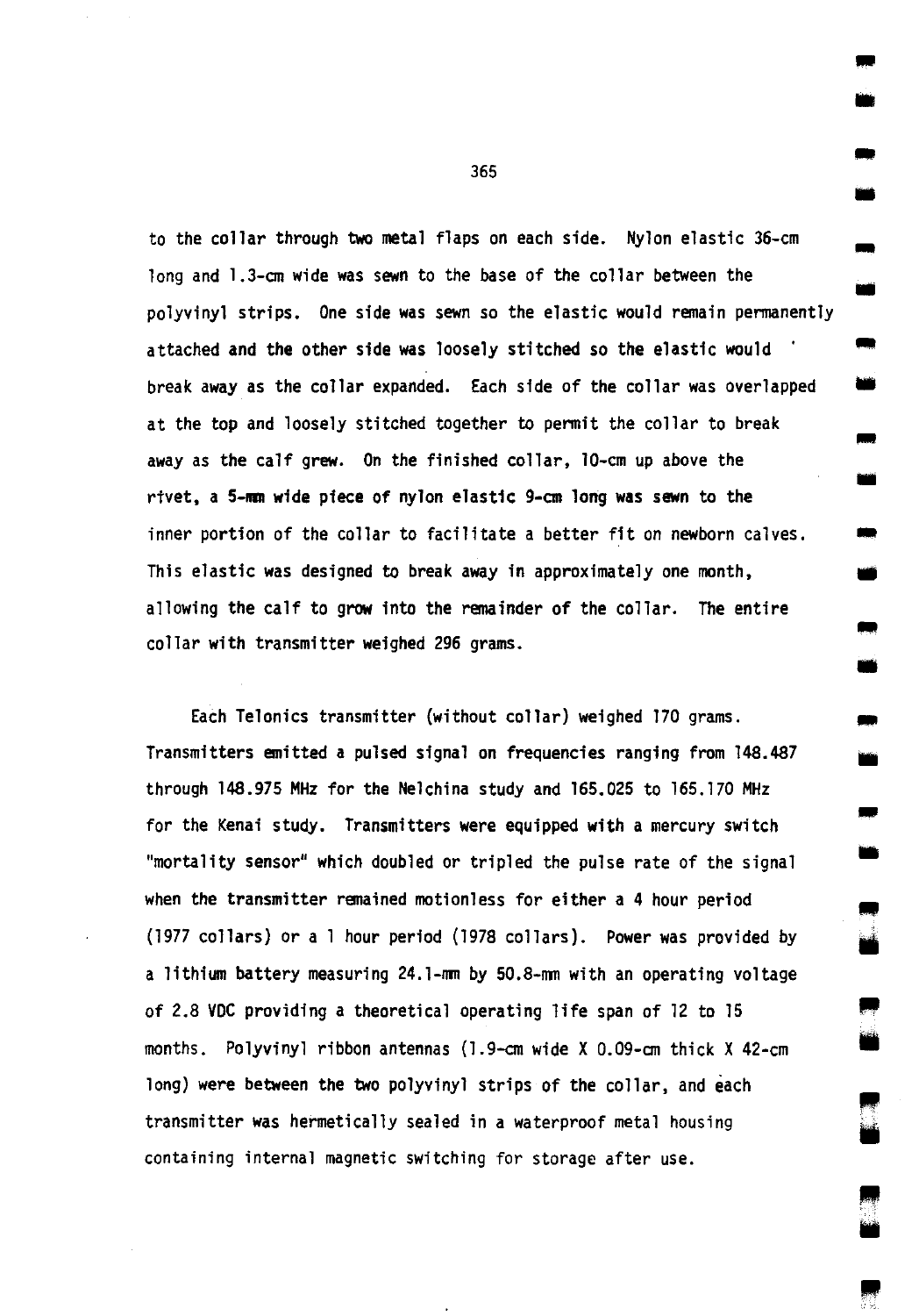to the collar through two metal flaps on each side. Nylon elastic 36-cm long and 1.3-cm wide was sewn to the base of the collar between the polyvinyl strips. One side was sewn so the elastic would remain permanently attached and the other side was loosely stitched so the elastic would break away as the collar expanded. Each side of the collar was overlapped at the top and loosely stitched together to permit the collar to break away as the calf grew. On the finished collar, 10-cm up above the rivet, a 5-mm wide piece of nylon elastic 9-cm long was sewn to the inner portion of the collar to facilitate a better fit on newborn calves. This elastic was designed to break away in approximately one month, allowing the calf to grow into the remainder of the collar. The entire collar with transmitter weighed 296 grams.

Each Telonics transmitter (without collar) weighed 170 grams. Transmitters emitted a pulsed signal on frequencies ranging from 148.487 through 148.975 MHz for the Nelchina study and 165.025 to 165.170 MHz for the Kenai study. Transmitters were equipped with a mercury switch "mortality sensor" which doubled or tripled the pulse rate of the signal when the transmitter remained motionless for either a 4 hour period (1977 collars) or a 1 hour period (1978 collars). Power was provided by a lithium battery measuring 24.1-mm by 50.8-mm with an operating voltage of 2.8 VDC providing a theoretical operating life span of 12 to 15 months. Polyvinyl ribbon antennas (1.9-cm wide X 0.09-cm thick X 42-cm long) were between the two polyvinyl strips of the collar, and each transmitter was hermetically sealed in a waterproof metal housing containing internal magnetic switching for storage after use.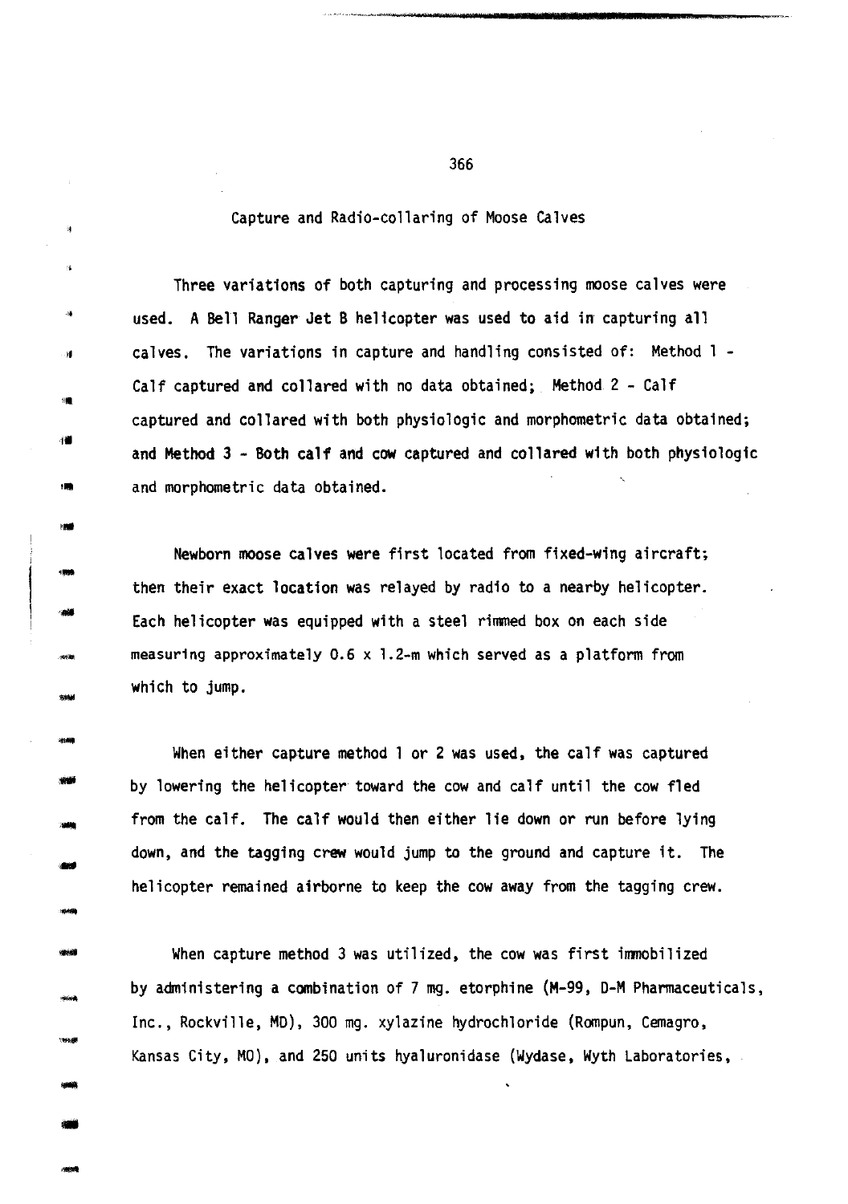## Capture and Radio-collaring of Moose Calves

Three variations of both capturing and processing moose calves were used. A Bell Ranger Jet B helicopter was used to aid in capturing all calves. The variations in capture and handling consisted of: Method 1 - Calf captured and collared with no data obtained; Method 2 - Calf captured and collared with both physiologic and morphometric data obtained; and Method 3 - Both calf and cow captured and collared with both physiologic and morphometric data obtained.

Newborn moose calves were first located from fixed-wing aircraft; then their exact location was relayed by radio to a nearby helicopter. Each helicopter was equipped with a steel rimmed box on each side measuring approximately 0.6 x 1.2-m which served as a platform from which to jump.

When either capture method 1 or 2 was used, the calf was captured by lowering the helicopter toward the cow and calf until the cow fled from the calf. The calf would then either lie down or run before lying down, and the tagging crew would jump to the ground and capture it. The helicopter remained airborne to keep the cow away from the tagging crew.

When capture method 3 was utilized, the cow was first immobilized by administering a combination of 7 mg. etorphine (M-99, D-M Pharmaceuticals, Inc., Rockville, MD), 300 mg. xylazine hydrochloride (Rompun, Cemagro, Kansas City, MO), and 250 units hyaluronidase (Wydase, Wyth Laboratories,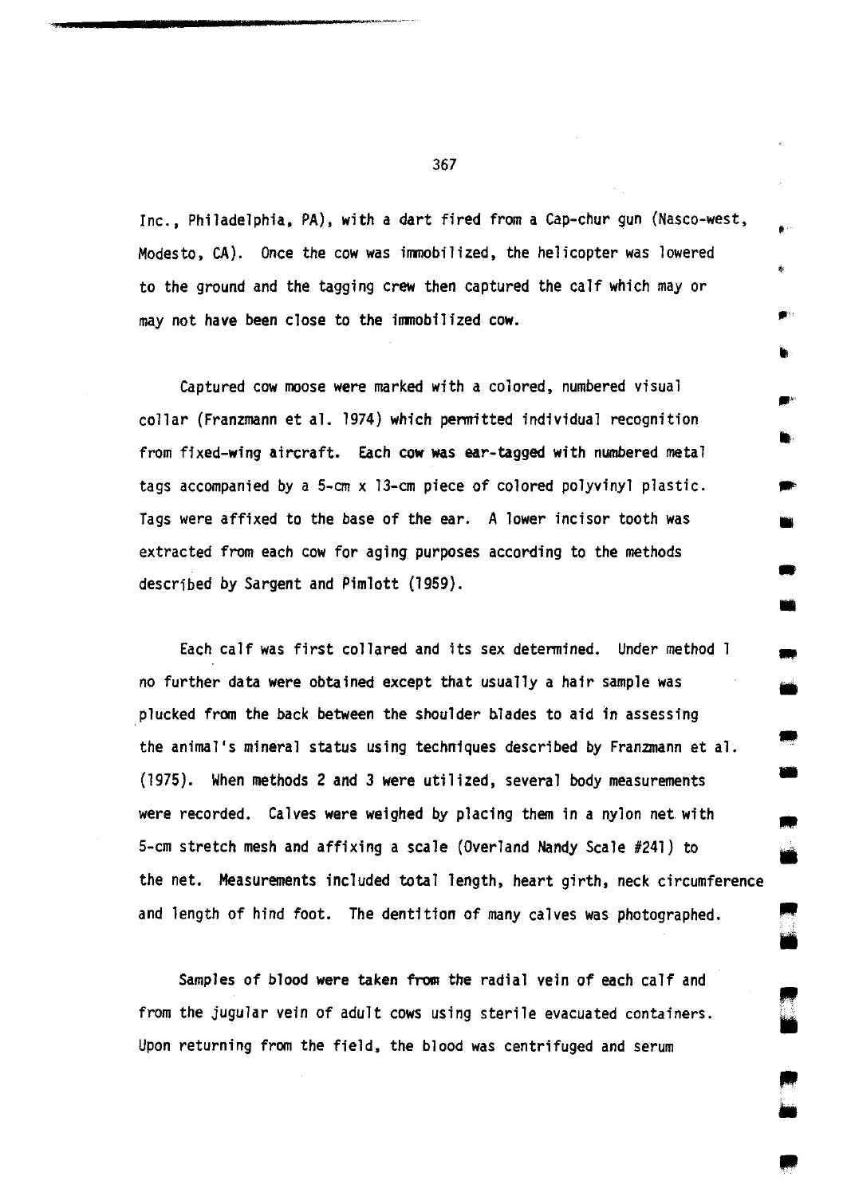Inc., Philadelphia, PA), with a dart fired from a Cap-chur gun (Nasco-west, Modesto, CA). Once the cow was immobilized, the helicopter was lowered to the ground and the tagging crew then captured the calf which may or may not have been close to the immobilized cow.

Captured cow moose were marked with a colored, numbered visual collar (Franzmann et al. 1974) which permitted individual recognition from fixed-wing aircraft. Each cow was ear-tagged with numbered metal tags accompanied by a 5-cm x 13-cm piece of colored polyvinyl plastic. Tags were affixed to the base of the ear. A lower incisor tooth was extracted from each cow for aging purposes according to the methods described by Sargent and Pimlott (1959).

Each calf was first collared and its sex determined. Under method 1 no further data were obtained except that usually a hair sample was plucked from the back between the shoulder blades to aid in assessing the animal's mineral status using techniques described by Franzmann et al. (1975). When methods 2 and 3 were utilized, several body measurements were recorded. Calves were weighed by placing them in a nylon net with 5-cm stretch mesh and affixing a scale (Overland Nandy Scale #241) to the net. Measurements included total length, heart girth, neck circumference and length of hind foot. The dentition of many calves was photographed.

Samples of blood were taken from the radial vein of each calf and from the jugular vein of adult cows using sterile evacuated containers. Upon returning from the field, the blood was centrifuged and serum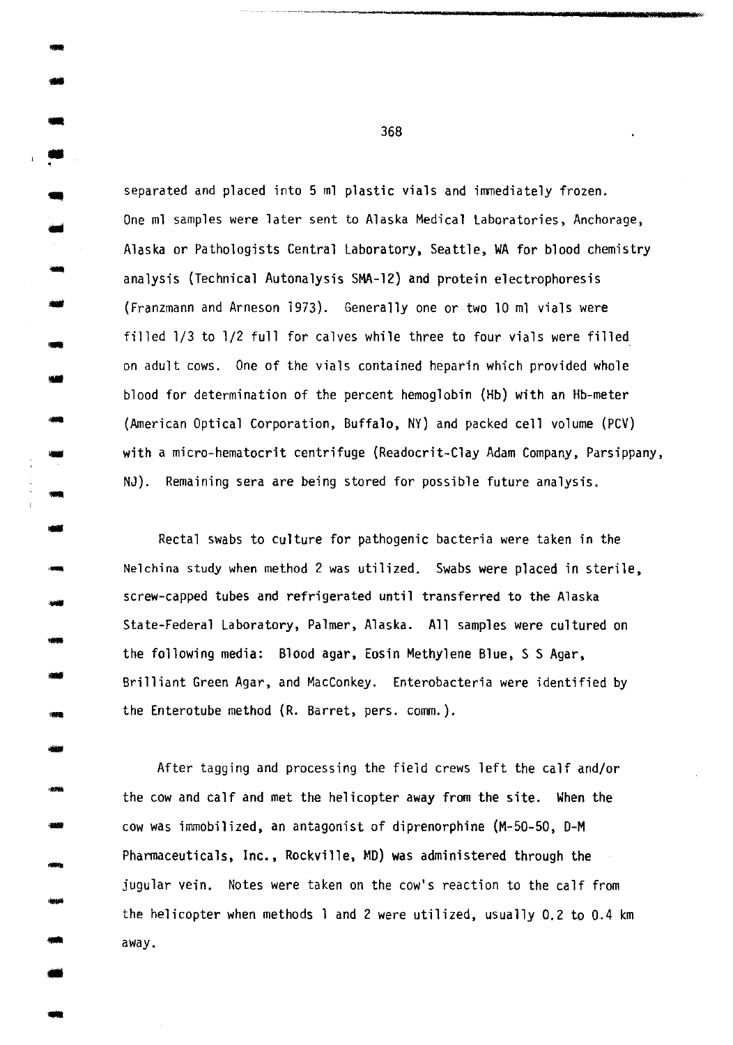separated and placed into 5 ml plastic vials and immediately frozen. One ml samples were later sent to Alaska Medical Laboratories, Anchorage, Alaska or Pathologists Central Laboratory, Seattle, WA for blood chemistry analysis (Technical Autonalysis SMA-12) and protein electrophoresis (Franzmann and Arneson 1973). Generally one or two 10 ml vials were filled 1/3 to 1/2 full for calves while three to four vials were filled on adult cows. One of the vials contained heparin which provided whole blood for determination of the percent hemoglobin (Hb) with an Hb-meter (American Optical Corporation, Buffalo, NY) and packed cell volume (PCV) with a micro-hematocrit centrifuge (Readocrit-Clay Adam Company, Parsippany, NJ). Remaining sera are being stored for possible future analysis.

Rectal swabs to culture for pathogenic bacteria were taken in the Nelchina study when method 2 was utilized. Swabs were placed in sterile, screw-capped tubes and refrigerated until transferred to the Alaska State-Federal Laboratory, Palmer, Alaska. All samples were cultured on the following media: Blood agar, Eosin Methylene Blue, S S Agar, Brilliant Green Agar, and MacConkey. Enterobacteria were identified by the Enterotube method (R. Barret, pers. comm.).

After tagging and processing the field crews left the calf and/or the cow and calf and met the helicopter away from the site. When the cow was immobilized, an antagonist of diprenorphine (M-50-50, D-M Pharmaceuticals, Inc., Rockville, MD) was administered through the jugular vein. Notes were taken on the cow's reaction to the calf from the helicopter when methods 1 and 2 were utilized, usually 0.2 to 0.4 km away.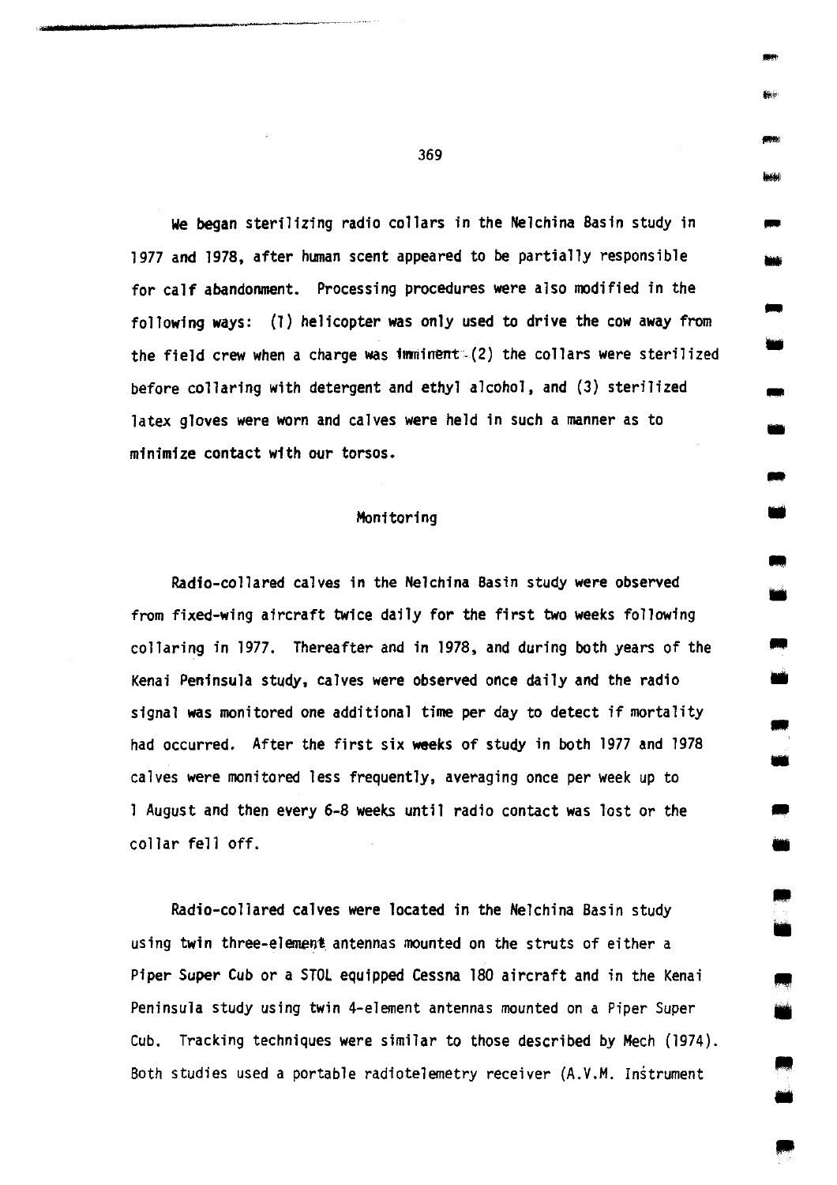We began sterilizing radio collars in the Nelchina Basin study in 1977 and 1978, after human scent appeared to be partially responsible for calf abandonment. Processing procedures were also modified in the following ways: (1) helicopter was only used to drive the cow away from the field crew when a charge was imminent (2) the collars were sterilized before collaring with detergent and ethyl alcohol, and (3) sterilized latex gloves were worn and calves were held in such a manner as to minimize contact with our torsos.

## Monitoring

Radio-collared calves in the Nelchina Basin study were observed from fixed-wing aircraft twice daily for the first two weeks following collaring in 1977. Thereafter and in 1978, and during both years of the Kenai Peninsula study, calves were observed once daily and the radio signal was monitored one additional time per day to detect if mortality had occurred. After the first six weeks of study in both 1977 and 1978 calves were monitored less frequently, averaging once per week up to 1 August and then every 6-8 weeks until radio contact was lost or the collar fell off.

Radio-collared calves were located in the Nelchina Basin study using twin three-element antennas mounted on the struts of either a Piper Super Cub or a STOL equipped Cessna 180 aircraft and in the Kenai Peninsula study using twin 4-element antennas mounted on a Piper Super Cub. Tracking techniques were similar to those described by Mech (1974). Both studies used a portable radiotelemetry receiver (A.V.M. Instrument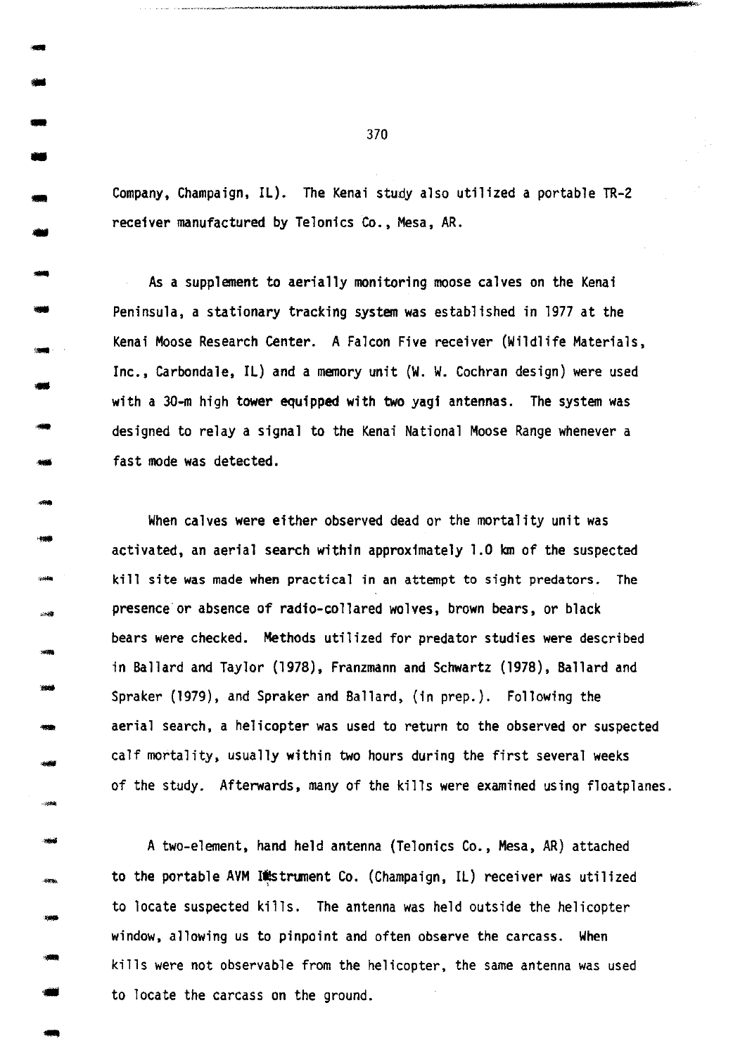Company, Champaign, IL). The Kenai study also utilized a portable TR-2 receiver manufactured by Telonics Co., Mesa, AR.

As a supplement to aerially monitoring moose calves on the Kenai Peninsula, a stationary tracking system was established in 1977 at the Kenai Moose Research Center. A Falcon Five receiver (Wildlife Materials, Inc., Carbondale, IL) and a memory unit (W. W. Cochran design) were used with a 30-m high tower equipped with two yagi antennas. The system was designed to relay a signal to the Kenai National Moose Range whenever a fast mode was detected.

When calves were either observed dead or the mortality unit was activated, an aerial search within approximately 1.0 km of the suspected kill site was made when practical in an attempt to sight predators. The presence or absence of radio-collared wolves, brown bears, or black bears were checked. Methods utilized for predator studies were described in Ballard and Taylor (1978), Franzmann and Schwartz (1978), Ballard and Spraker (1979), and Spraker and Ballard, (in prep.). Following the aerial search, a helicopter was used to return to the observed or suspected calf mortality, usually within two hours during the first several weeks of the study. Afterwards, many of the kills were examined using floatplanes.

A two-element, hand held antenna (Telonics Co., Mesa, AR) attached to the portable AVM Instrument Co. (Champaign, IL) receiver was utilized to locate suspected kills. The antenna was held outside the helicopter window, allowing us to pinpoint and often observe the carcass. When kills were not observable from the helicopter, the same antenna was used to locate the carcass on the ground.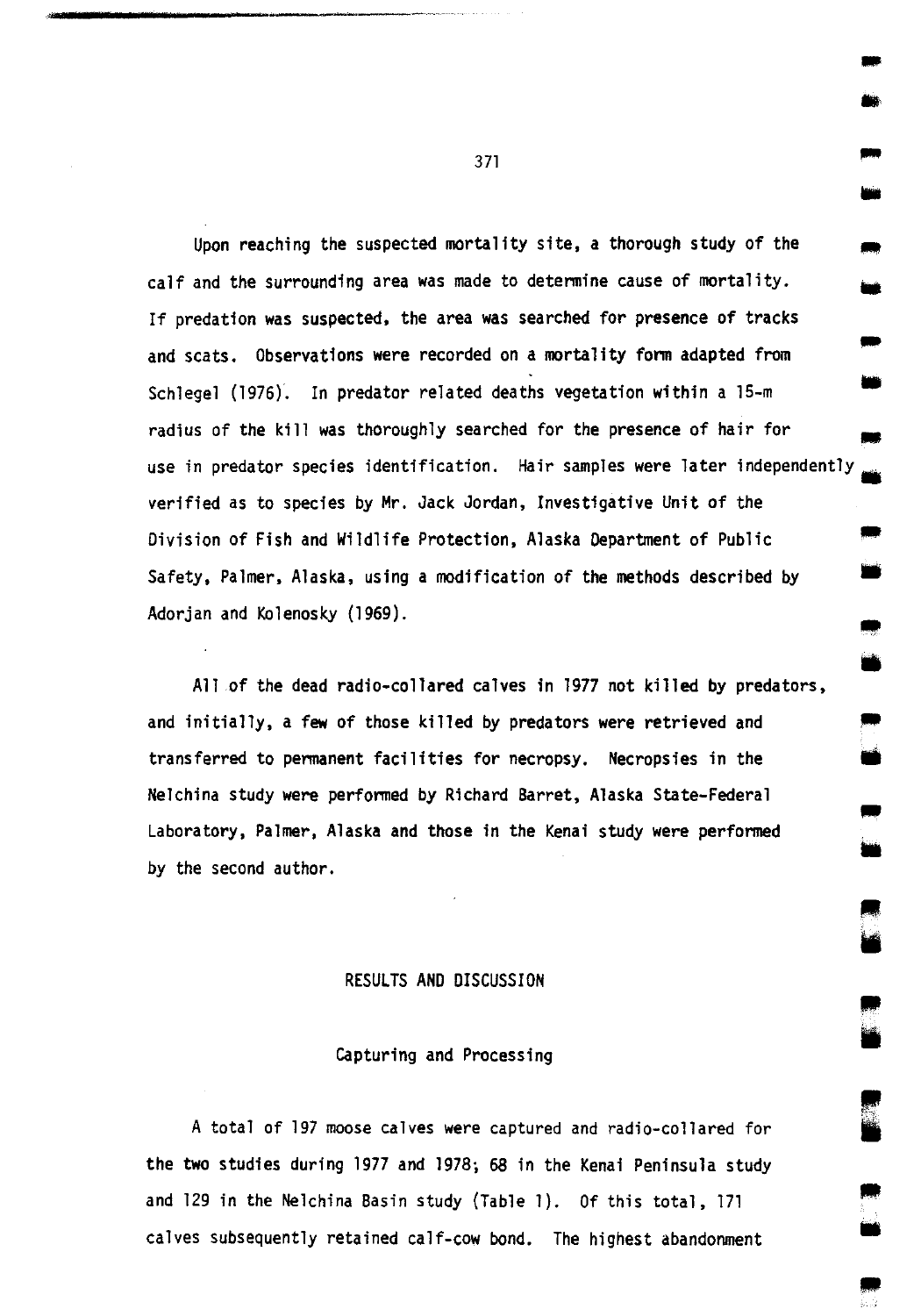Upon reaching the suspected mortality site, a thorough study of the calf and the surrounding area was made to determine cause of mortality. If predation was suspected, the area was searched for presence of tracks and scats. Observations were recorded on a mortality form adapted from Schlegel (1976). In predator related deaths vegetation within a 15-m radius of the kill was thoroughly searched for the presence of hair for use in predator species identification. Hair samples were later independently verified as to species by Mr. Jack Jordan, Investigative Unit of the Division of Fish and Wildlife Protection, Alaska Department of Public Safety, Palmer, Alaska, using a modification of the methods described by Adorjan and Kolenosky (1969).

All of the dead radio-collared calves in 1977 not killed by predators, and initially, a few of those killed by predators were retrieved and transferred to permanent facilities for necropsy. Necropsies in the Nelchina study were performed by Richard Barret, Alaska State-Federal Laboratory, Palmer, Alaska and those in the Kenai study were performed by the second author.

## RESULTS AND DISCUSSION

### Capturing and Processing

A total of 197 moose calves were captured and radio-collared for the two studies during 1977 and 1978; 68 in the Kenai Peninsula study and 129 in the Nelchina Basin study (Table 1). Of this total, 171 calves subsequently retained calf-cow bond. The highest abandonment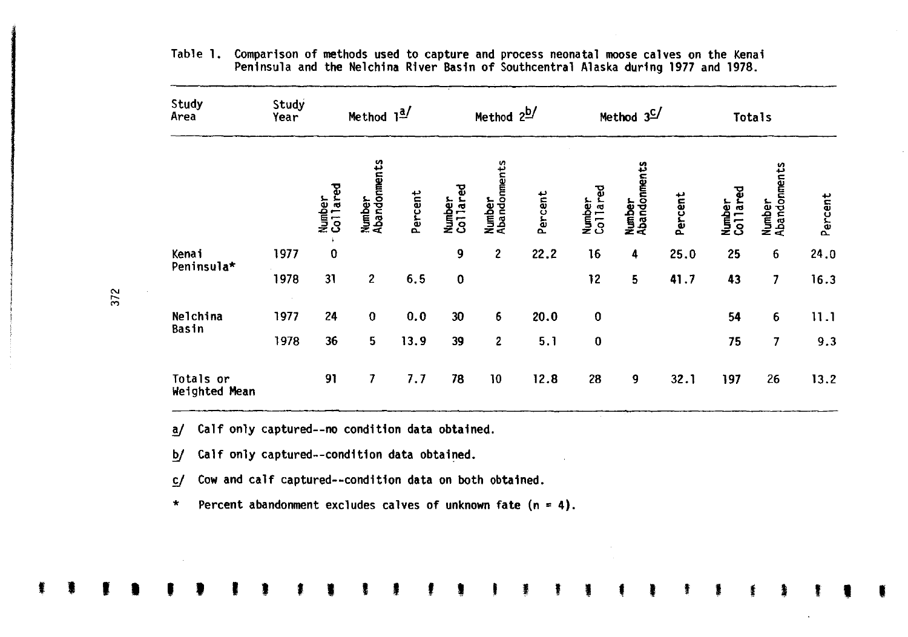Table 1. Comparison of methods used to capture and process neonatal moose calves on the Kenai Peninsula and the Nelchina River Basin of Southcentral Alaska during 1977 and 1978.

| Study Area | Study Year | Method 1[a/] | | | Method 2[b/] | | | Method 3[c/] | | | Totals | | |
|---|---|---|---|---|---|---|---|---|---|---|---|---|---|
| | | Number Collared | Number Abandonments | Percent | Number Collared | Number Abandonments | Percent | Number Collared | Number Abandonments | Percent | Number Collared | Number Abandonments | Percent |
| Kenai Peninsula* | 1977 | 0 | | | 9 | 2 | 22.2 | 16 | 4 | 25.0 | 25 | 6 | 24.0 |
| | 1978 | 31 | 2 | 6.5 | 0 | | | 12 | 5 | 41.7 | 43 | 7 | 16.3 |
| Nelchina Basin | 1977 | 24 | 0 | 0.0 | 30 | 6 | 20.0 | 0 | | | 54 | 6 | 11.1 |
| | 1978 | 36 | 5 | 13.9 | 39 | 2 | 5.1 | 0 | | | 75 | 7 | 9.3 |
| Totals or Weighted Mean | | 91 | 7 | 7.7 | 78 | 10 | 12.8 | 28 | 9 | 32.1 | 197 | 26 | 13.2 |

a/ Calf only captured--no condition data obtained.

b/ Calf only captured--condition data obtained.

c/ Cow and calf captured--condition data on both obtained.

\* Percent abandonment excludes calves of unknown fate (n = 4).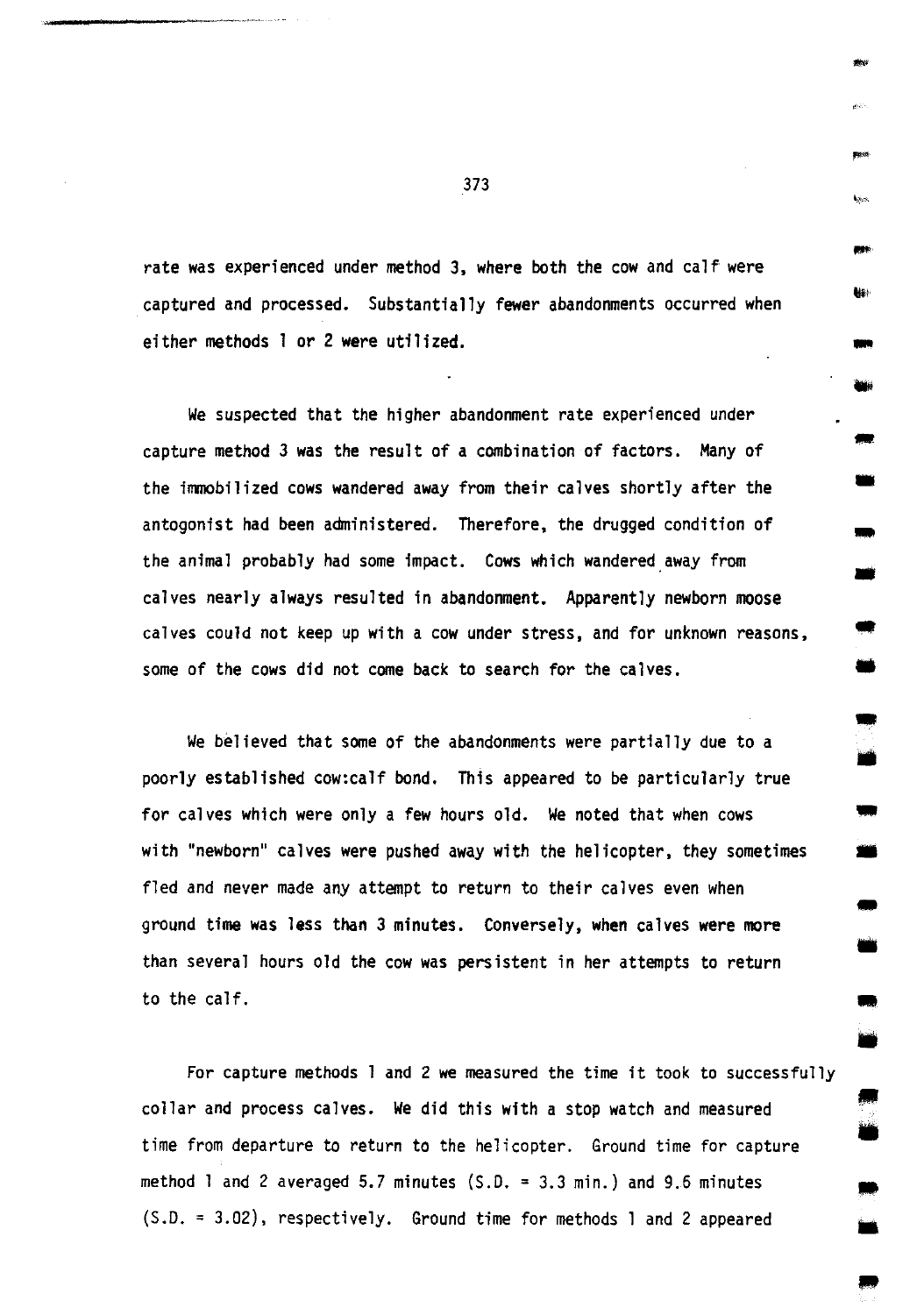rate was experienced under method 3, where both the cow and calf were captured and processed. Substantially fewer abandonments occurred when either methods 1 or 2 were utilized.

We suspected that the higher abandonment rate experienced under capture method 3 was the result of a combination of factors. Many of the immobilized cows wandered away from their calves shortly after the antogonist had been administered. Therefore, the drugged condition of the animal probably had some impact. Cows which wandered away from calves nearly always resulted in abandonment. Apparently newborn moose calves could not keep up with a cow under stress, and for unknown reasons, some of the cows did not come back to search for the calves.

We believed that some of the abandonments were partially due to a poorly established cow:calf bond. This appeared to be particularly true for calves which were only a few hours old. We noted that when cows with "newborn" calves were pushed away with the helicopter, they sometimes fled and never made any attempt to return to their calves even when ground time was less than 3 minutes. Conversely, when calves were more than several hours old the cow was persistent in her attempts to return to the calf.

For capture methods 1 and 2 we measured the time it took to successfully collar and process calves. We did this with a stop watch and measured time from departure to return to the helicopter. Ground time for capture method 1 and 2 averaged 5.7 minutes (S.D. = 3.3 min.) and 9.6 minutes (S.D. = 3.02), respectively. Ground time for methods 1 and 2 appeared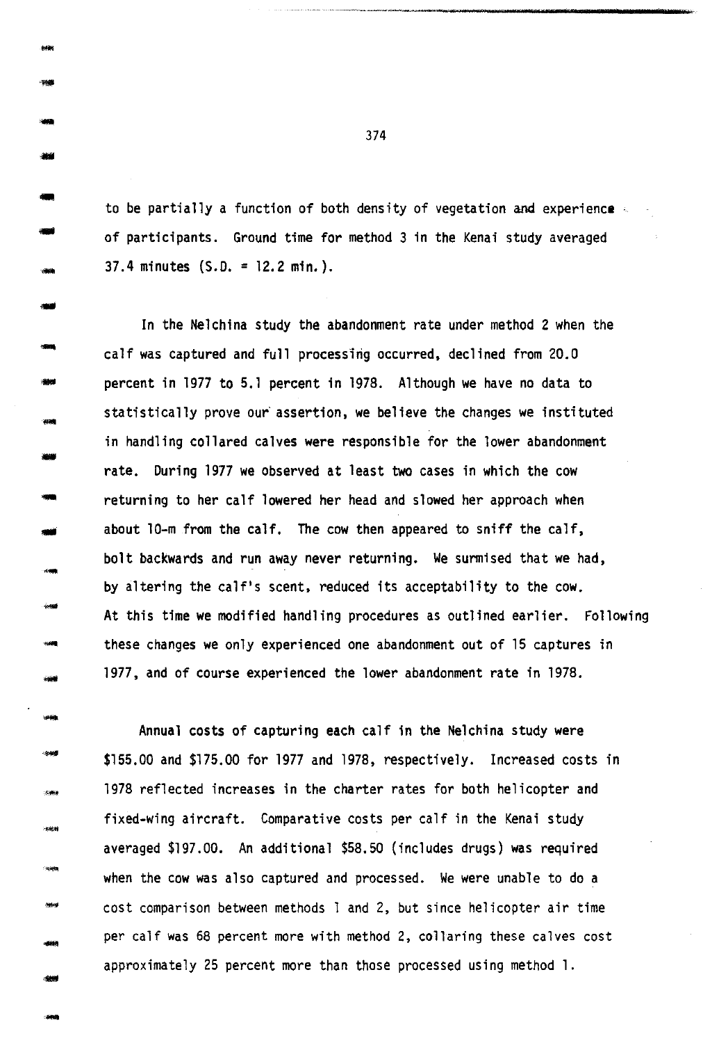to be partially a function of both density of vegetation and experience of participants. Ground time for method 3 in the Kenai study averaged 37.4 minutes (S.D. = 12.2 min.).

In the Nelchina study the abandonment rate under method 2 when the calf was captured and full processing occurred, declined from 20.0 percent in 1977 to 5.1 percent in 1978. Although we have no data to statistically prove our assertion, we believe the changes we instituted in handling collared calves were responsible for the lower abandonment rate. During 1977 we observed at least two cases in which the cow returning to her calf lowered her head and slowed her approach when about 10-m from the calf. The cow then appeared to sniff the calf, bolt backwards and run away never returning. We surmised that we had, by altering the calf's scent, reduced its acceptability to the cow. At this time we modified handling procedures as outlined earlier. Following these changes we only experienced one abandonment out of 15 captures in 1977, and of course experienced the lower abandonment rate in 1978.

Annual costs of capturing each calf in the Nelchina study were $155.00 and $175.00 for 1977 and 1978, respectively. Increased costs in 1978 reflected increases in the charter rates for both helicopter and fixed-wing aircraft. Comparative costs per calf in the Kenai study averaged $197.00. An additional $58.50 (includes drugs) was required when the cow was also captured and processed. We were unable to do a cost comparison between methods 1 and 2, but since helicopter air time per calf was 68 percent more with method 2, collaring these calves cost approximately 25 percent more than those processed using method 1.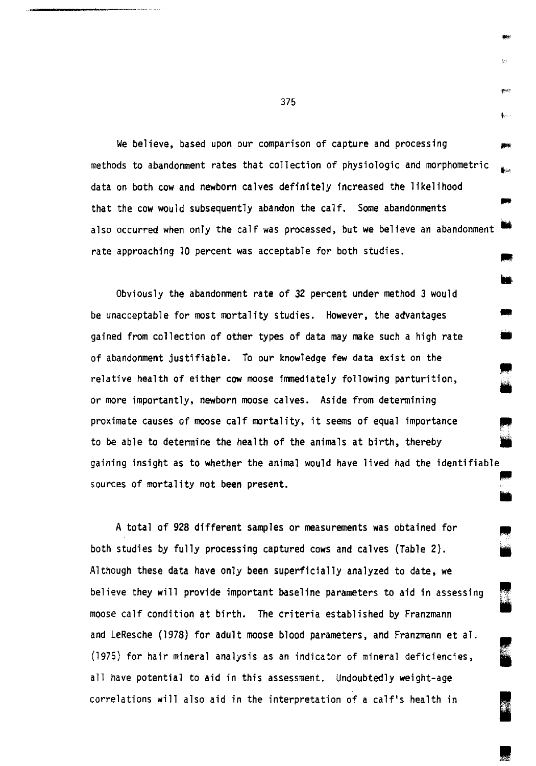We believe, based upon our comparison of capture and processing methods to abandonment rates that collection of physiologic and morphometric data on both cow and newborn calves definitely increased the likelihood that the cow would subsequently abandon the calf. Some abandonments also occurred when only the calf was processed, but we believe an abandonment rate approaching 10 percent was acceptable for both studies.

Obviously the abandonment rate of 32 percent under method 3 would be unacceptable for most mortality studies. However, the advantages gained from collection of other types of data may make such a high rate of abandonment justifiable. To our knowledge few data exist on the relative health of either cow moose immediately following parturition, or more importantly, newborn moose calves. Aside from determining proximate causes of moose calf mortality, it seems of equal importance to be able to determine the health of the animals at birth, thereby gaining insight as to whether the animal would have lived had the identifiable sources of mortality not been present.

A total of 928 different samples or measurements was obtained for both studies by fully processing captured cows and calves (Table 2). Although these data have only been superficially analyzed to date, we believe they will provide important baseline parameters to aid in assessing moose calf condition at birth. The criteria established by Franzmann and LeResche (1978) for adult moose blood parameters, and Franzmann et al. (1975) for hair mineral analysis as an indicator of mineral deficiencies, all have potential to aid in this assessment. Undoubtedly weight-age correlations will also aid in the interpretation of a calf's health in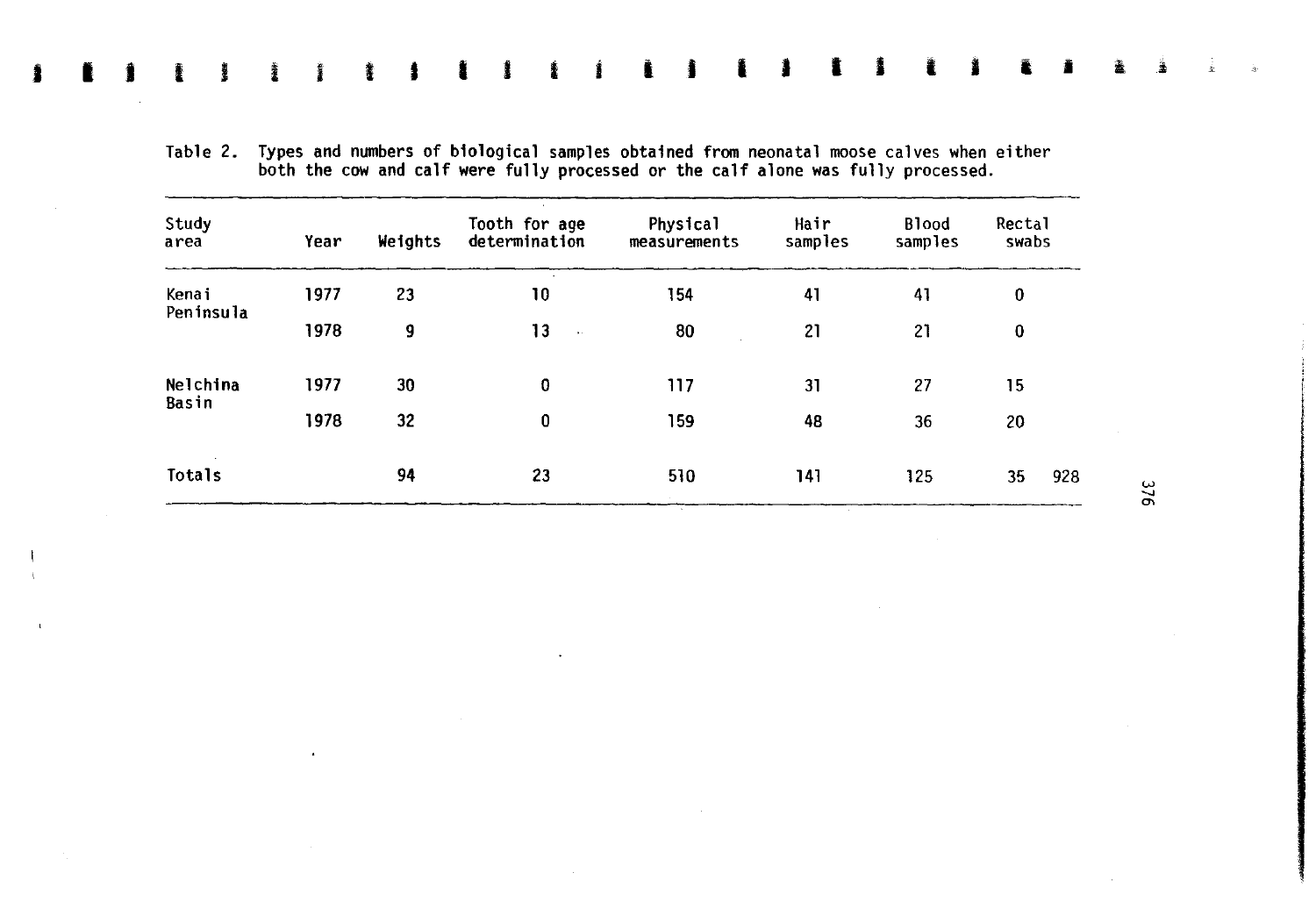Table 2. Types and numbers of biological samples obtained from neonatal moose calves when either both the cow and calf were fully processed or the calf alone was fully processed.

| Study area | Year | Weights | Tooth for age determination | Physical measurements | Hair samples | Blood samples | Rectal swabs | |
|---|---|---|---|---|---|---|---|---|
| Kenai Peninsula | 1977 | 23 | 10 | 154 | 41 | 41 | 0 | |
| | 1978 | 9 | 13 | 80 | 21 | 21 | 0 | |
| Nelchina Basin | 1977 | 30 | 0 | 117 | 31 | 27 | 15 | |
| | 1978 | 32 | 0 | 159 | 48 | 36 | 20 | |
| Totals | | 94 | 23 | 510 | 141 | 125 | 35 | 928 |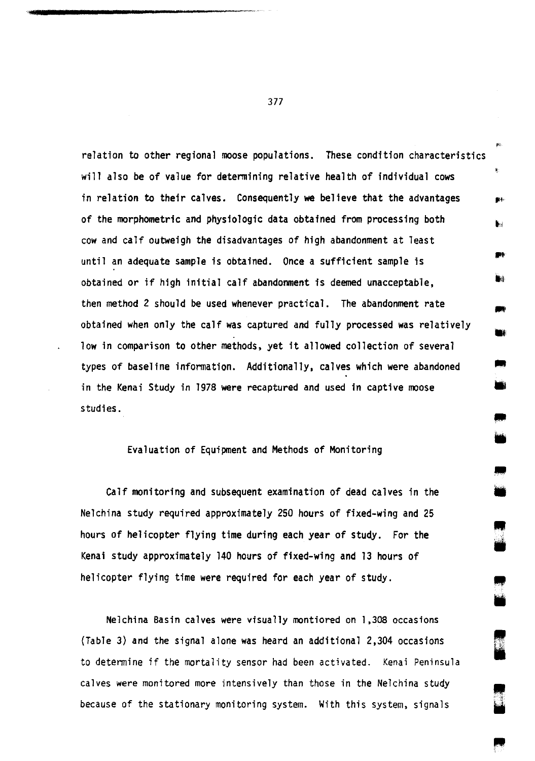relation to other regional moose populations. These condition characteristics will also be of value for determining relative health of individual cows in relation to their calves. Consequently we believe that the advantages of the morphometric and physiologic data obtained from processing both cow and calf outweigh the disadvantages of high abandonment at least until an adequate sample is obtained. Once a sufficient sample is obtained or if high initial calf abandonment is deemed unacceptable, then method 2 should be used whenever practical. The abandonment rate obtained when only the calf was captured and fully processed was relatively low in comparison to other methods, yet it allowed collection of several types of baseline information. Additionally, calves which were abandoned in the Kenai Study in 1978 were recaptured and used in captive moose studies.

## Evaluation of Equipment and Methods of Monitoring

Calf monitoring and subsequent examination of dead calves in the Nelchina study required approximately 250 hours of fixed-wing and 25 hours of helicopter flying time during each year of study. For the Kenai study approximately 140 hours of fixed-wing and 13 hours of helicopter flying time were required for each year of study.

Nelchina Basin calves were visually montiored on 1,308 occasions (Table 3) and the signal alone was heard an additional 2,304 occasions to determine if the mortality sensor had been activated. Kenai Peninsula calves were monitored more intensively than those in the Nelchina study because of the stationary monitoring system. With this system, signals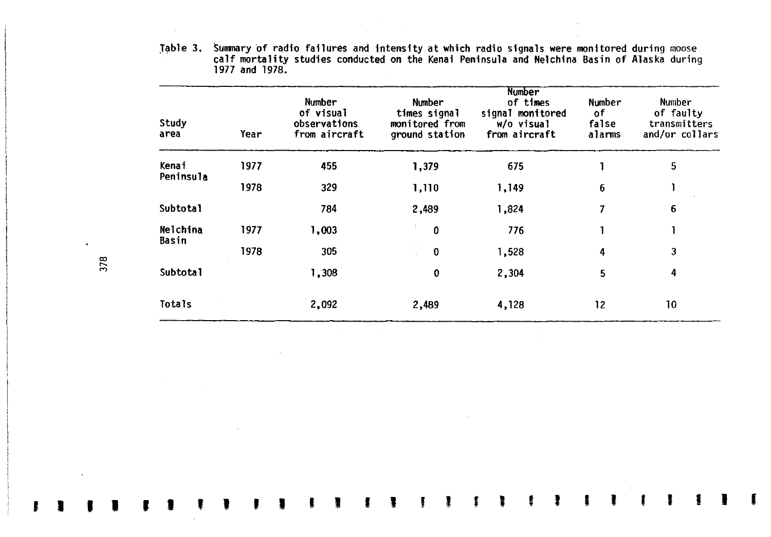Table 3. Summary of radio failures and intensity at which radio signals were monitored during moose calf mortality studies conducted on the Kenai Peninsula and Nelchina Basin of Alaska during 1977 and 1978.

| Study area | Year | Number of visual observations from aircraft | Number times signal monitored from ground station | Number of times signal monitored w/o visual from aircraft | Number of false alarms | Number of faulty transmitters and/or collars |
|---|---|---|---|---|---|---|
| Kenai Peninsula | 1977 | 455 | 1,379 | 675 | 1 | 5 |
| | 1978 | 329 | 1,110 | 1,149 | 6 | 1 |
| Subtotal | | 784 | 2,489 | 1,824 | 7 | 6 |
| Nelchina Basin | 1977 | 1,003 | 0 | 776 | 1 | 1 |
| | 1978 | 305 | 0 | 1,528 | 4 | 3 |
| Subtotal | | 1,308 | 0 | 2,304 | 5 | 4 |
| Totals | | 2,092 | 2,489 | 4,128 | 12 | 10 |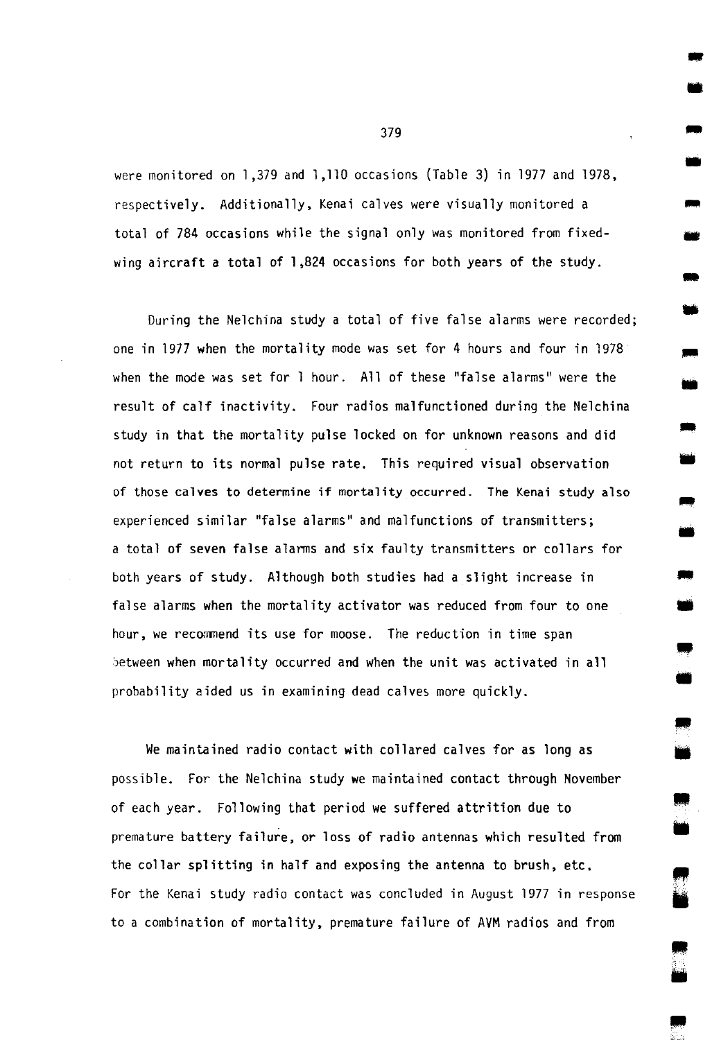were monitored on 1,379 and 1,110 occasions (Table 3) in 1977 and 1978, respectively. Additionally, Kenai calves were visually monitored a total of 784 occasions while the signal only was monitored from fixed-wing aircraft a total of 1,824 occasions for both years of the study.

During the Nelchina study a total of five false alarms were recorded; one in 1977 when the mortality mode was set for 4 hours and four in 1978 when the mode was set for 1 hour. All of these "false alarms" were the result of calf inactivity. Four radios malfunctioned during the Nelchina study in that the mortality pulse locked on for unknown reasons and did not return to its normal pulse rate. This required visual observation of those calves to determine if mortality occurred. The Kenai study also experienced similar "false alarms" and malfunctions of transmitters; a total of seven false alarms and six faulty transmitters or collars for both years of study. Although both studies had a slight increase in false alarms when the mortality activator was reduced from four to one hour, we recommend its use for moose. The reduction in time span between when mortality occurred and when the unit was activated in all probability aided us in examining dead calves more quickly.

We maintained radio contact with collared calves for as long as possible. For the Nelchina study we maintained contact through November of each year. Following that period we suffered attrition due to premature battery failure, or loss of radio antennas which resulted from the collar splitting in half and exposing the antenna to brush, etc. For the Kenai study radio contact was concluded in August 1977 in response to a combination of mortality, premature failure of AVM radios and from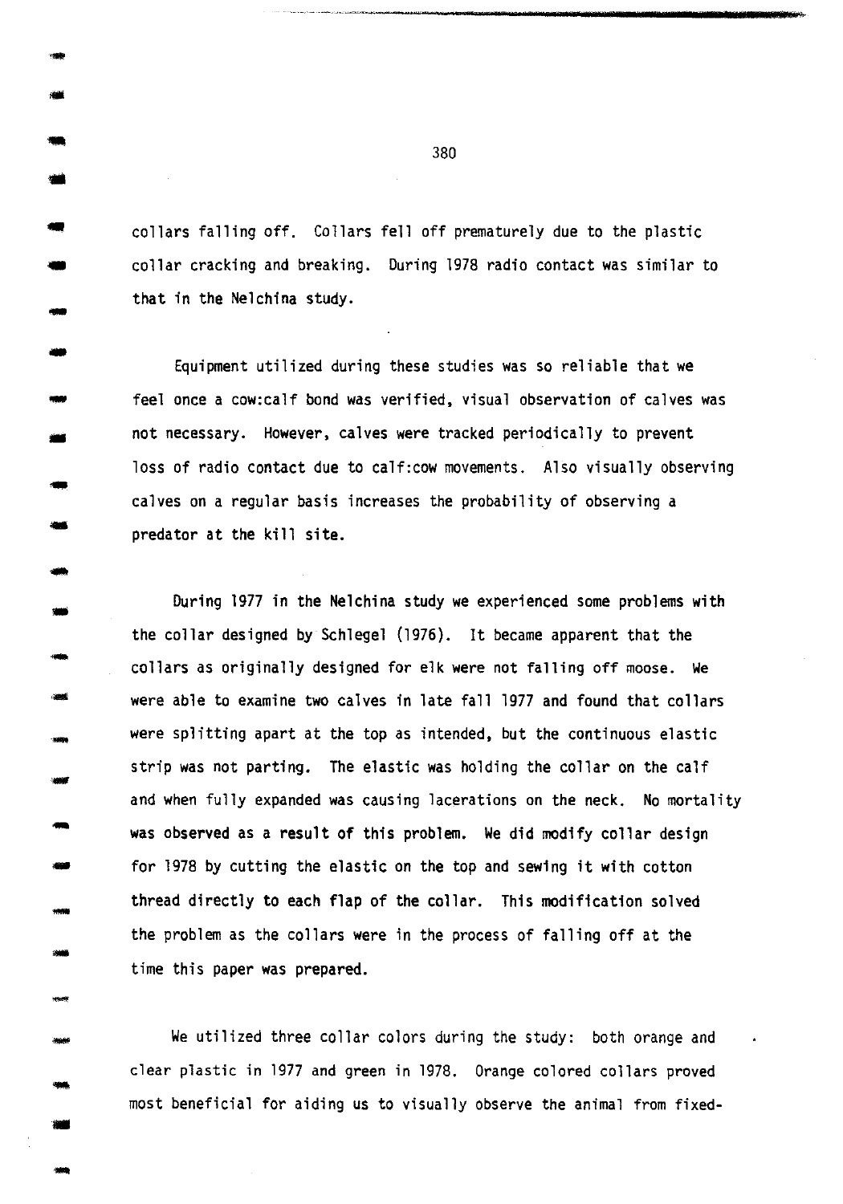collars falling off. Collars fell off prematurely due to the plastic collar cracking and breaking. During 1978 radio contact was similar to that in the Nelchina study.

Equipment utilized during these studies was so reliable that we feel once a cow:calf bond was verified, visual observation of calves was not necessary. However, calves were tracked periodically to prevent loss of radio contact due to calf:cow movements. Also visually observing calves on a regular basis increases the probability of observing a predator at the kill site.

During 1977 in the Nelchina study we experienced some problems with the collar designed by Schlegel (1976). It became apparent that the collars as originally designed for elk were not falling off moose. We were able to examine two calves in late fall 1977 and found that collars were splitting apart at the top as intended, but the continuous elastic strip was not parting. The elastic was holding the collar on the calf and when fully expanded was causing lacerations on the neck. No mortality was observed as a result of this problem. We did modify collar design for 1978 by cutting the elastic on the top and sewing it with cotton thread directly to each flap of the collar. This modification solved the problem as the collars were in the process of falling off at the time this paper was prepared.

We utilized three collar colors during the study: both orange and clear plastic in 1977 and green in 1978. Orange colored collars proved most beneficial for aiding us to visually observe the animal from fixed-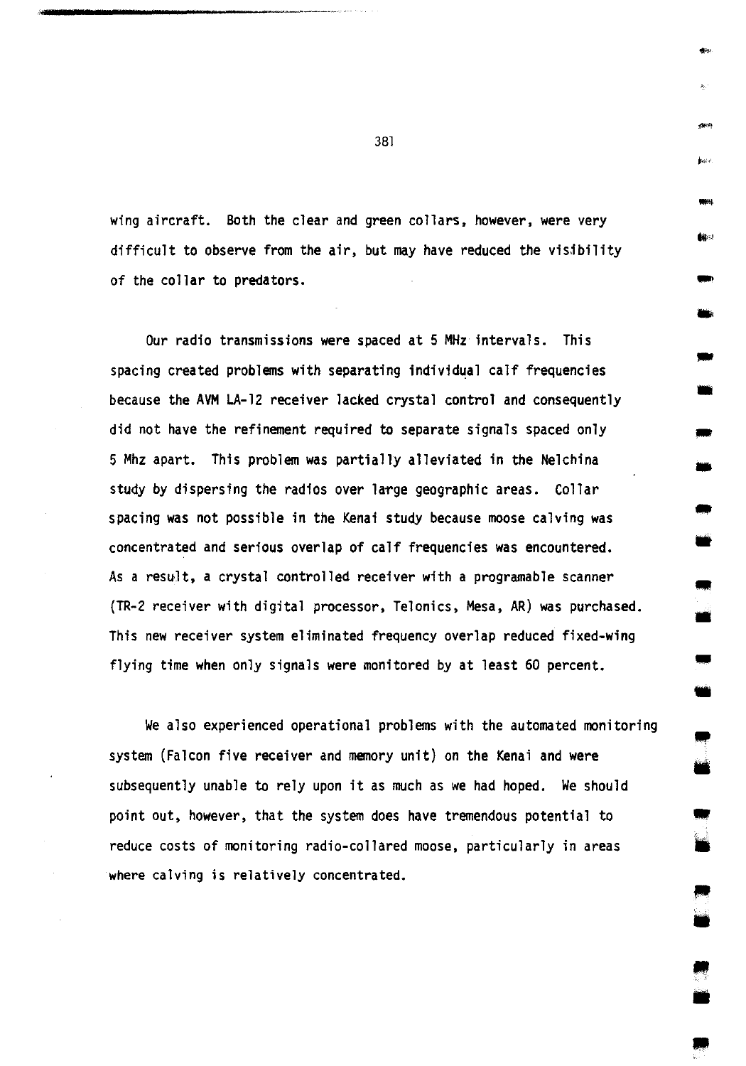wing aircraft. Both the clear and green collars, however, were very difficult to observe from the air, but may have reduced the visibility of the collar to predators.

Our radio transmissions were spaced at 5 MHz intervals. This spacing created problems with separating individual calf frequencies because the AVM LA-12 receiver lacked crystal control and consequently did not have the refinement required to separate signals spaced only 5 Mhz apart. This problem was partially alleviated in the Nelchina study by dispersing the radios over large geographic areas. Collar spacing was not possible in the Kenai study because moose calving was concentrated and serious overlap of calf frequencies was encountered. As a result, a crystal controlled receiver with a programable scanner (TR-2 receiver with digital processor, Telonics, Mesa, AR) was purchased. This new receiver system eliminated frequency overlap reduced fixed-wing flying time when only signals were monitored by at least 60 percent.

We also experienced operational problems with the automated monitoring system (Falcon five receiver and memory unit) on the Kenai and were subsequently unable to rely upon it as much as we had hoped. We should point out, however, that the system does have tremendous potential to reduce costs of monitoring radio-collared moose, particularly in areas where calving is relatively concentrated.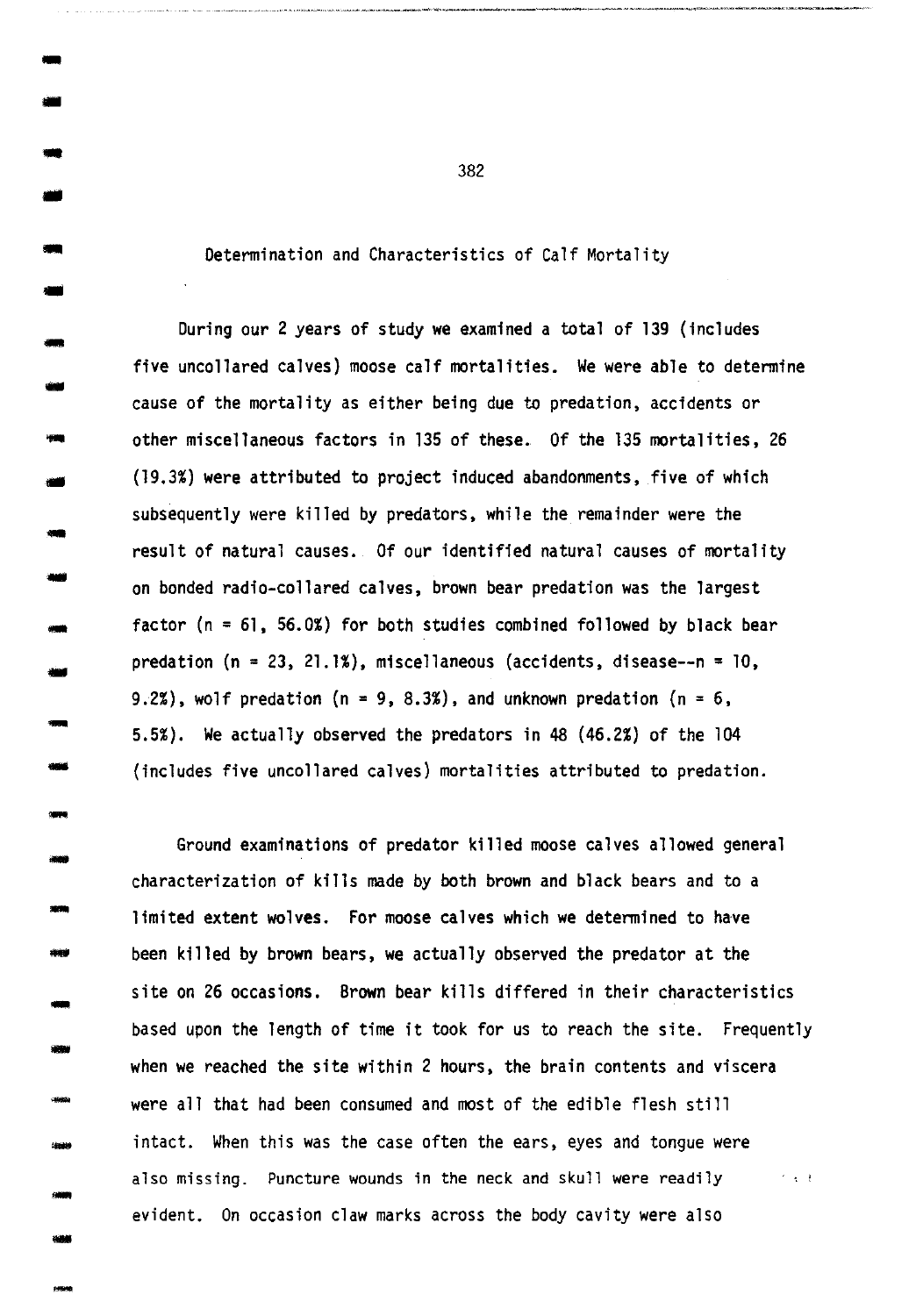## Determination and Characteristics of Calf Mortality

During our 2 years of study we examined a total of 139 (includes five uncollared calves) moose calf mortalities. We were able to determine cause of the mortality as either being due to predation, accidents or other miscellaneous factors in 135 of these. Of the 135 mortalities, 26 (19.3%) were attributed to project induced abandonments, five of which subsequently were killed by predators, while the remainder were the result of natural causes. Of our identified natural causes of mortality on bonded radio-collared calves, brown bear predation was the largest factor (n = 61, 56.0%) for both studies combined followed by black bear predation (n = 23, 21.1%), miscellaneous (accidents, disease--n = 10, 9.2%), wolf predation (n = 9, 8.3%), and unknown predation (n = 6, 5.5%). We actually observed the predators in 48 (46.2%) of the 104 (includes five uncollared calves) mortalities attributed to predation.

Ground examinations of predator killed moose calves allowed general characterization of kills made by both brown and black bears and to a limited extent wolves. For moose calves which we determined to have been killed by brown bears, we actually observed the predator at the site on 26 occasions. Brown bear kills differed in their characteristics based upon the length of time it took for us to reach the site. Frequently when we reached the site within 2 hours, the brain contents and viscera were all that had been consumed and most of the edible flesh still intact. When this was the case often the ears, eyes and tongue were also missing. Puncture wounds in the neck and skull were readily evident. On occasion claw marks across the body cavity were also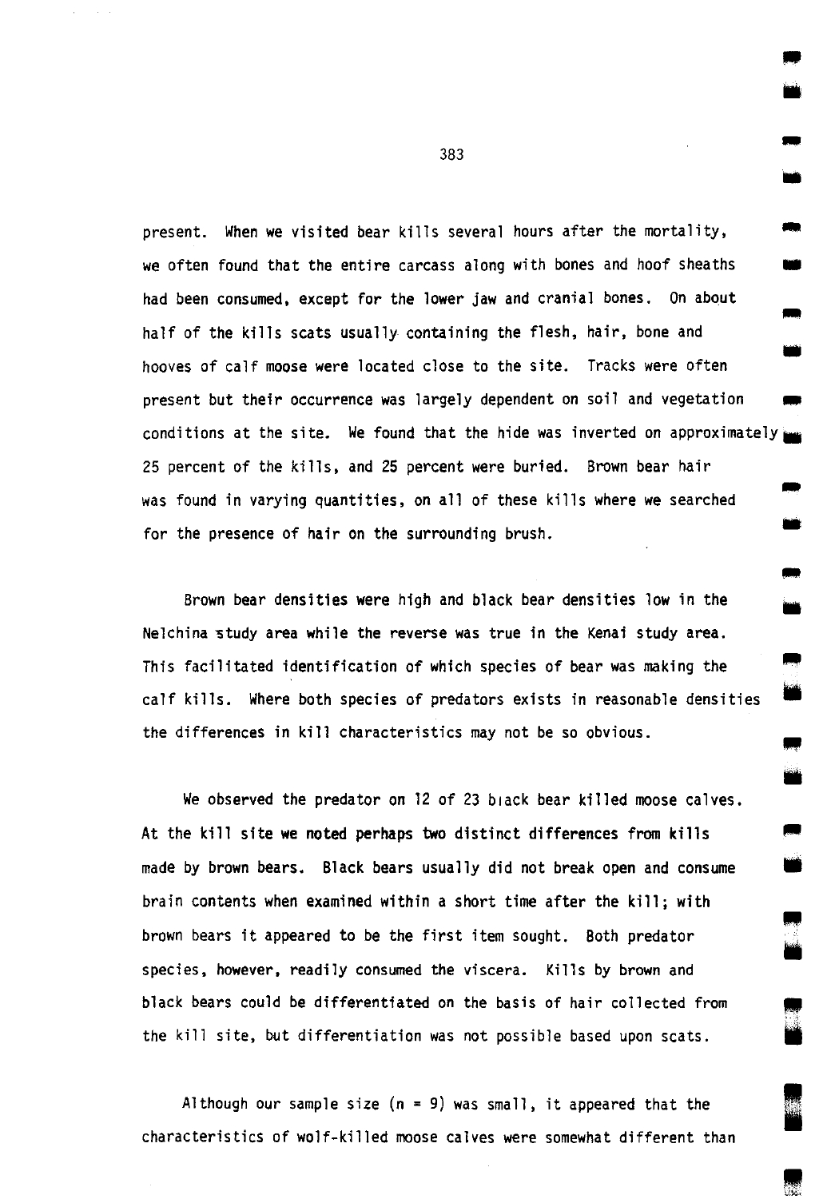present. When we visited bear kills several hours after the mortality, we often found that the entire carcass along with bones and hoof sheaths had been consumed, except for the lower jaw and cranial bones. On about half of the kills scats usually containing the flesh, hair, bone and hooves of calf moose were located close to the site. Tracks were often present but their occurrence was largely dependent on soil and vegetation conditions at the site. We found that the hide was inverted on approximately 25 percent of the kills, and 25 percent were buried. Brown bear hair was found in varying quantities, on all of these kills where we searched for the presence of hair on the surrounding brush.

Brown bear densities were high and black bear densities low in the Nelchina study area while the reverse was true in the Kenai study area. This facilitated identification of which species of bear was making the calf kills. Where both species of predators exists in reasonable densities the differences in kill characteristics may not be so obvious.

We observed the predator on 12 of 23 black bear killed moose calves. At the kill site we noted perhaps two distinct differences from kills made by brown bears. Black bears usually did not break open and consume brain contents when examined within a short time after the kill; with brown bears it appeared to be the first item sought. Both predator species, however, readily consumed the viscera. Kills by brown and black bears could be differentiated on the basis of hair collected from the kill site, but differentiation was not possible based upon scats.

Although our sample size (n = 9) was small, it appeared that the characteristics of wolf-killed moose calves were somewhat different than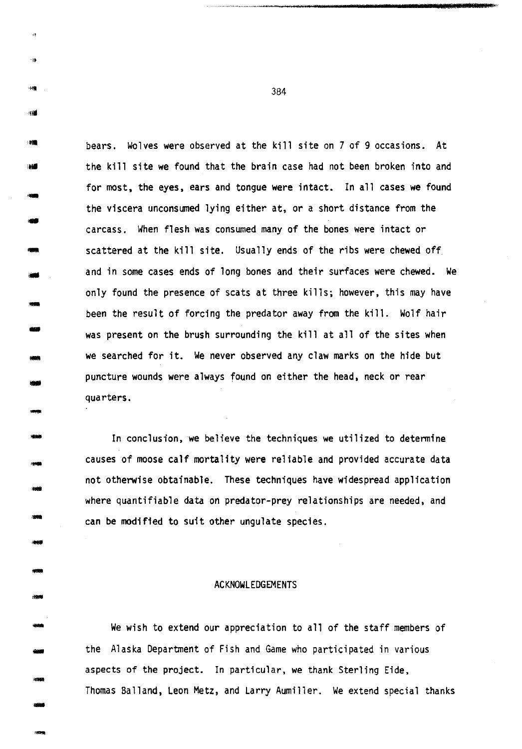bears. Wolves were observed at the kill site on 7 of 9 occasions. At the kill site we found that the brain case had not been broken into and for most, the eyes, ears and tongue were intact. In all cases we found the viscera unconsumed lying either at, or a short distance from the carcass. When flesh was consumed many of the bones were intact or scattered at the kill site. Usually ends of the ribs were chewed off and in some cases ends of long bones and their surfaces were chewed. We only found the presence of scats at three kills; however, this may have been the result of forcing the predator away from the kill. Wolf hair was present on the brush surrounding the kill at all of the sites when we searched for it. We never observed any claw marks on the hide but puncture wounds were always found on either the head, neck or rear quarters.

In conclusion, we believe the techniques we utilized to determine causes of moose calf mortality were reliable and provided accurate data not otherwise obtainable. These techniques have widespread application where quantifiable data on predator-prey relationships are needed, and can be modified to suit other ungulate species.

## ACKNOWLEDGEMENTS

We wish to extend our appreciation to all of the staff members of the Alaska Department of Fish and Game who participated in various aspects of the project. In particular, we thank Sterling Eide, Thomas Balland, Leon Metz, and Larry Aumiller. We extend special thanks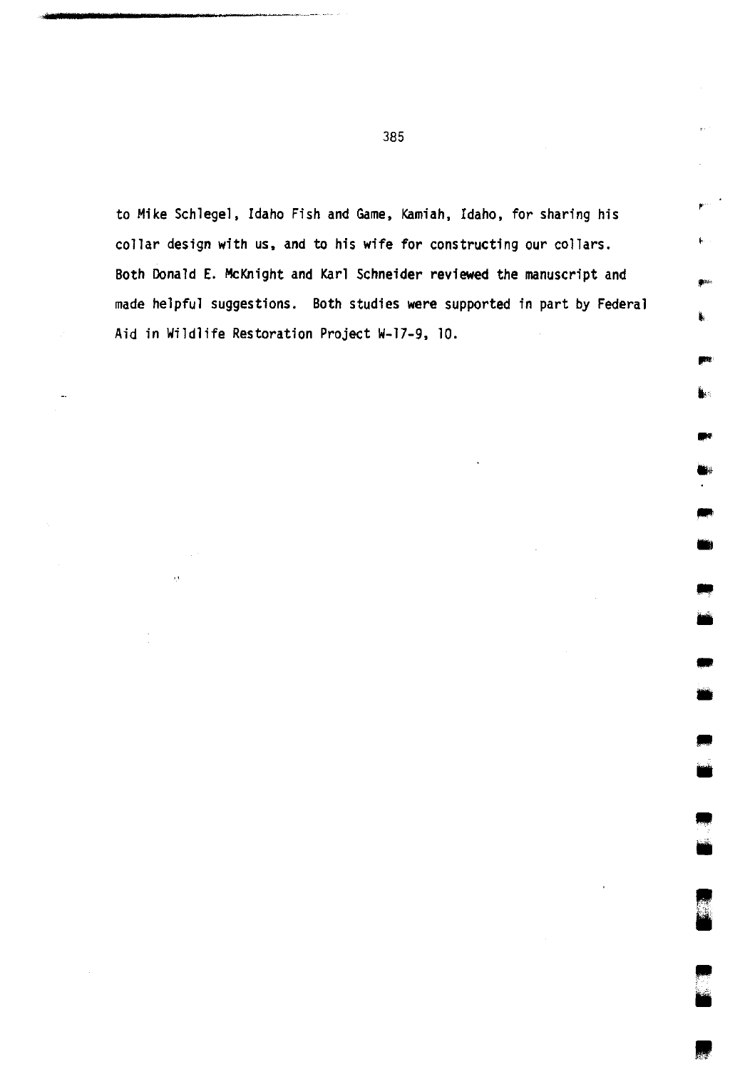to Mike Schlegel, Idaho Fish and Game, Kamiah, Idaho, for sharing his collar design with us, and to his wife for constructing our collars. Both Donald E. McKnight and Karl Schneider reviewed the manuscript and made helpful suggestions. Both studies were supported in part by Federal Aid in Wildlife Restoration Project W-17-9, 10.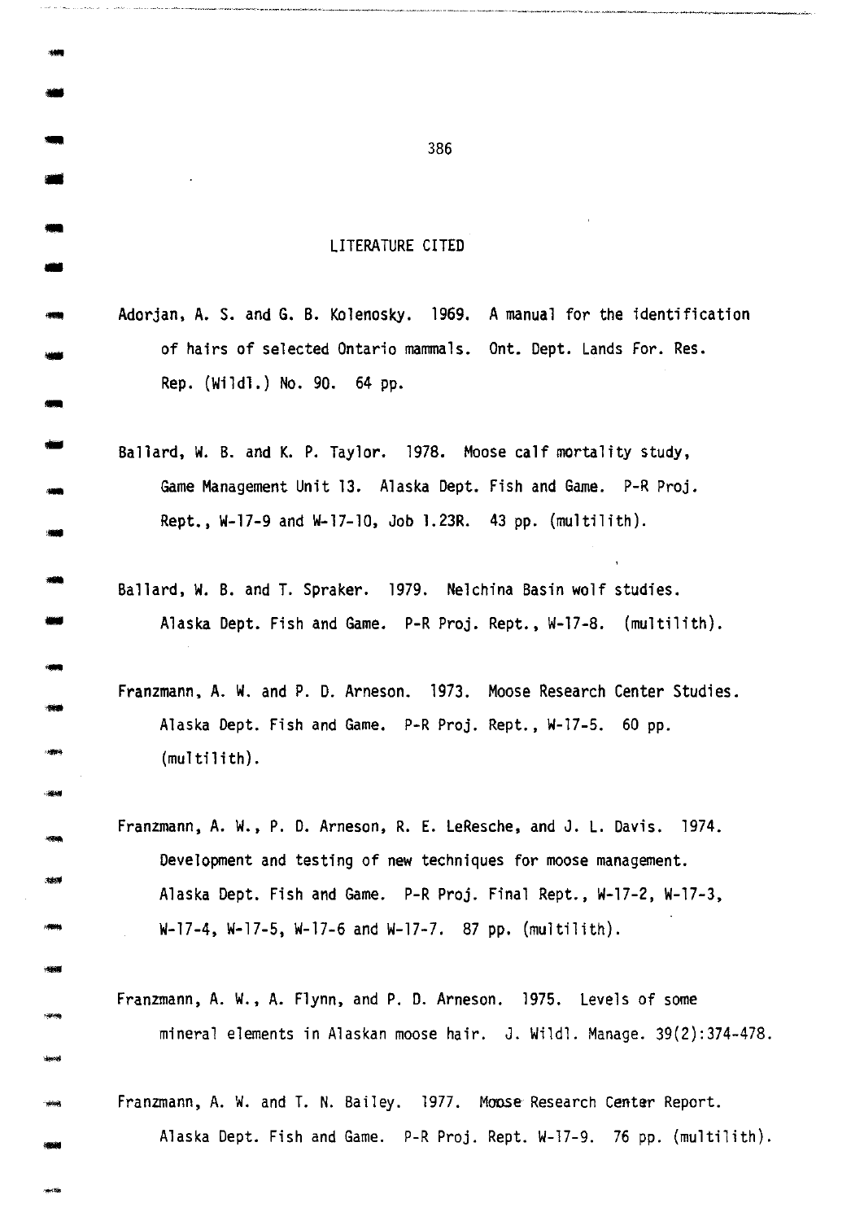# LITERATURE CITED

Adorjan, A. S. and G. B. Kolenosky. 1969. A manual for the identification of hairs of selected Ontario mammals. Ont. Dept. Lands For. Res. Rep. (Wildl.) No. 90. 64 pp.

Ballard, W. B. and K. P. Taylor. 1978. Moose calf mortality study, Game Management Unit 13. Alaska Dept. Fish and Game. P-R Proj. Rept., W-17-9 and W-17-10, Job 1.23R. 43 pp. (multilith).

Ballard, W. B. and T. Spraker. 1979. Nelchina Basin wolf studies. Alaska Dept. Fish and Game. P-R Proj. Rept., W-17-8. (multilith).

Franzmann, A. W. and P. D. Arneson. 1973. Moose Research Center Studies. Alaska Dept. Fish and Game. P-R Proj. Rept., W-17-5. 60 pp. (multilith).

Franzmann, A. W., P. D. Arneson, R. E. LeResche, and J. L. Davis. 1974. Development and testing of new techniques for moose management. Alaska Dept. Fish and Game. P-R Proj. Final Rept., W-17-2, W-17-3, W-17-4, W-17-5, W-17-6 and W-17-7. 87 pp. (multilith).

Franzmann, A. W., A. Flynn, and P. D. Arneson. 1975. Levels of some mineral elements in Alaskan moose hair. J. Wildl. Manage. 39(2):374-478.

Franzmann, A. W. and T. N. Bailey. 1977. Moose Research Center Report. Alaska Dept. Fish and Game. P-R Proj. Rept. W-17-9. 76 pp. (multilith).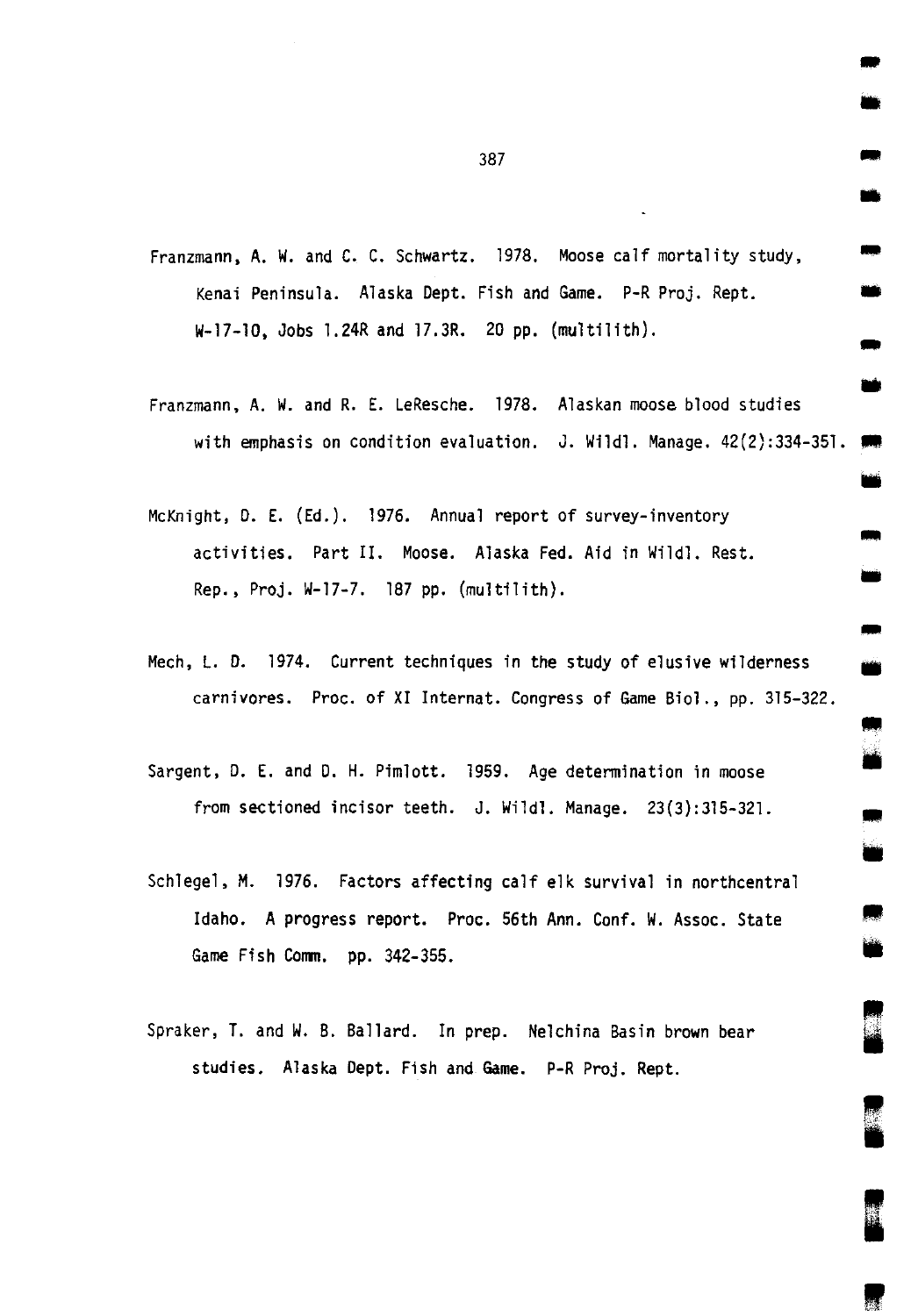Franzmann, A. W. and C. C. Schwartz. 1978. Moose calf mortality study, Kenai Peninsula. Alaska Dept. Fish and Game. P-R Proj. Rept. W-17-10, Jobs 1.24R and 17.3R. 20 pp. (multilith).

Franzmann, A. W. and R. E. LeResche. 1978. Alaskan moose blood studies with emphasis on condition evaluation. J. Wildl. Manage. 42(2):334-351.

McKnight, D. E. (Ed.). 1976. Annual report of survey-inventory activities. Part II. Moose. Alaska Fed. Aid in Wildl. Rest. Rep., Proj. W-17-7. 187 pp. (multilith).

Mech, L. D. 1974. Current techniques in the study of elusive wilderness carnivores. Proc. of XI Internat. Congress of Game Biol., pp. 315-322.

Sargent, D. E. and D. H. Pimlott. 1959. Age determination in moose from sectioned incisor teeth. J. Wildl. Manage. 23(3):315-321.

Schlegel, M. 1976. Factors affecting calf elk survival in northcentral Idaho. A progress report. Proc. 56th Ann. Conf. W. Assoc. State Game Fish Comm. pp. 342-355.

Spraker, T. and W. B. Ballard. In prep. Nelchina Basin brown bear studies. Alaska Dept. Fish and Game. P-R Proj. Rept.